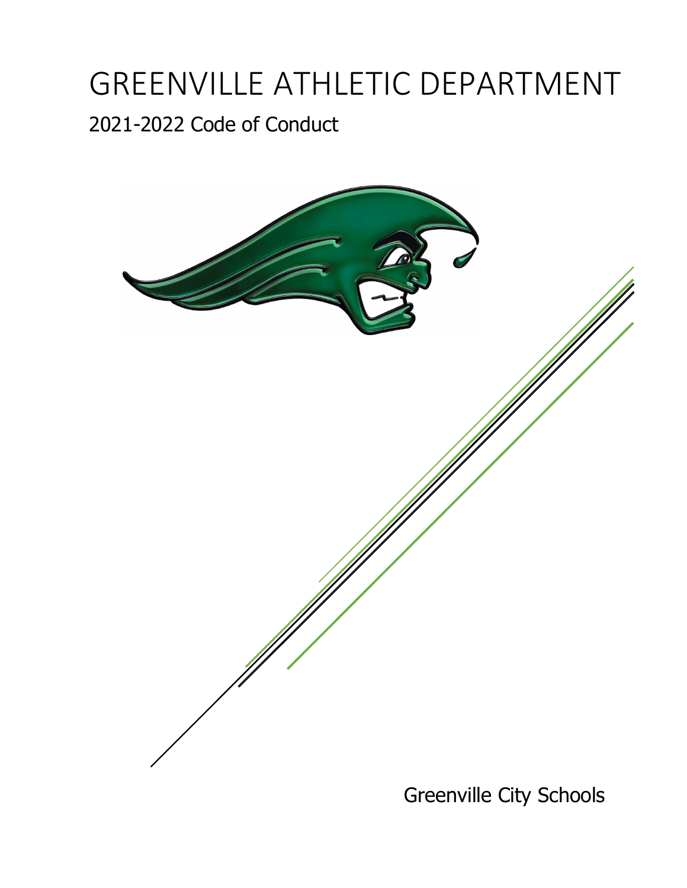# GREENVILLE ATHLETIC DEPARTMENT

## 2021-2022 Code of Conduct

Greenville City Schools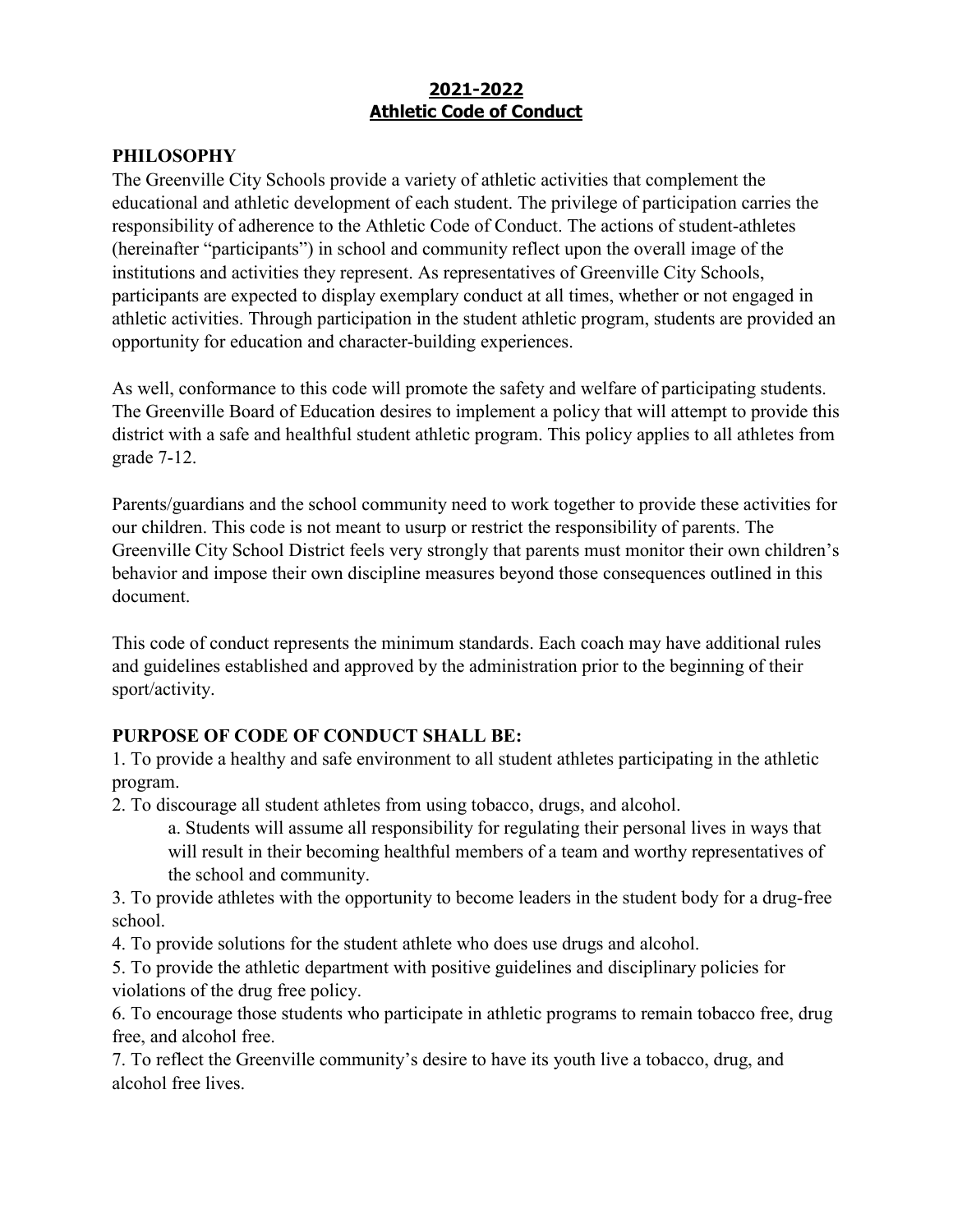# 2021-2022
# Athletic Code of Conduct

## PHILOSOPHY

The Greenville City Schools provide a variety of athletic activities that complement the educational and athletic development of each student. The privilege of participation carries the responsibility of adherence to the Athletic Code of Conduct. The actions of student-athletes (hereinafter "participants") in school and community reflect upon the overall image of the institutions and activities they represent. As representatives of Greenville City Schools, participants are expected to display exemplary conduct at all times, whether or not engaged in athletic activities. Through participation in the student athletic program, students are provided an opportunity for education and character-building experiences.

As well, conformance to this code will promote the safety and welfare of participating students. The Greenville Board of Education desires to implement a policy that will attempt to provide this district with a safe and healthful student athletic program. This policy applies to all athletes from grade 7-12.

Parents/guardians and the school community need to work together to provide these activities for our children. This code is not meant to usurp or restrict the responsibility of parents. The Greenville City School District feels very strongly that parents must monitor their own children's behavior and impose their own discipline measures beyond those consequences outlined in this document.

This code of conduct represents the minimum standards. Each coach may have additional rules and guidelines established and approved by the administration prior to the beginning of their sport/activity.

## PURPOSE OF CODE OF CONDUCT SHALL BE:

1. To provide a healthy and safe environment to all student athletes participating in the athletic program.
2. To discourage all student athletes from using tobacco, drugs, and alcohol.
   a. Students will assume all responsibility for regulating their personal lives in ways that will result in their becoming healthful members of a team and worthy representatives of the school and community.
3. To provide athletes with the opportunity to become leaders in the student body for a drug-free school.
4. To provide solutions for the student athlete who does use drugs and alcohol.
5. To provide the athletic department with positive guidelines and disciplinary policies for violations of the drug free policy.
6. To encourage those students who participate in athletic programs to remain tobacco free, drug free, and alcohol free.
7. To reflect the Greenville community's desire to have its youth live a tobacco, drug, and alcohol free lives.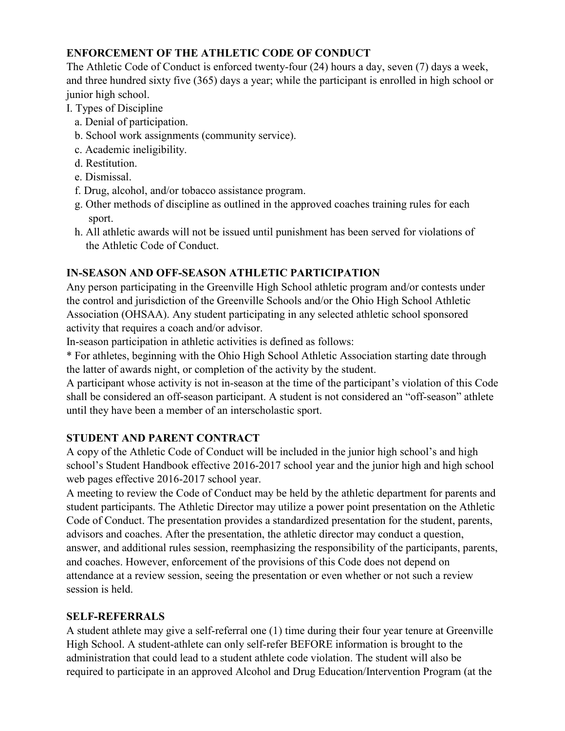**ENFORCEMENT OF THE ATHLETIC CODE OF CONDUCT**

The Athletic Code of Conduct is enforced twenty-four (24) hours a day, seven (7) days a week, and three hundred sixty five (365) days a year; while the participant is enrolled in high school or junior high school.

I. Types of Discipline

a. Denial of participation.
b. School work assignments (community service).
c. Academic ineligibility.
d. Restitution.
e. Dismissal.
f. Drug, alcohol, and/or tobacco assistance program.
g. Other methods of discipline as outlined in the approved coaches training rules for each sport.
h. All athletic awards will not be issued until punishment has been served for violations of the Athletic Code of Conduct.

**IN-SEASON AND OFF-SEASON ATHLETIC PARTICIPATION**

Any person participating in the Greenville High School athletic program and/or contests under the control and jurisdiction of the Greenville Schools and/or the Ohio High School Athletic Association (OHSAA). Any student participating in any selected athletic school sponsored activity that requires a coach and/or advisor.

In-season participation in athletic activities is defined as follows:

* For athletes, beginning with the Ohio High School Athletic Association starting date through the latter of awards night, or completion of the activity by the student.

A participant whose activity is not in-season at the time of the participant's violation of this Code shall be considered an off-season participant. A student is not considered an "off-season" athlete until they have been a member of an interscholastic sport.

**STUDENT AND PARENT CONTRACT**

A copy of the Athletic Code of Conduct will be included in the junior high school's and high school's Student Handbook effective 2016-2017 school year and the junior high and high school web pages effective 2016-2017 school year.

A meeting to review the Code of Conduct may be held by the athletic department for parents and student participants. The Athletic Director may utilize a power point presentation on the Athletic Code of Conduct. The presentation provides a standardized presentation for the student, parents, advisors and coaches. After the presentation, the athletic director may conduct a question, answer, and additional rules session, reemphasizing the responsibility of the participants, parents, and coaches. However, enforcement of the provisions of this Code does not depend on attendance at a review session, seeing the presentation or even whether or not such a review session is held.

**SELF-REFERRALS**

A student athlete may give a self-referral one (1) time during their four year tenure at Greenville High School. A student-athlete can only self-refer BEFORE information is brought to the administration that could lead to a student athlete code violation. The student will also be required to participate in an approved Alcohol and Drug Education/Intervention Program (at the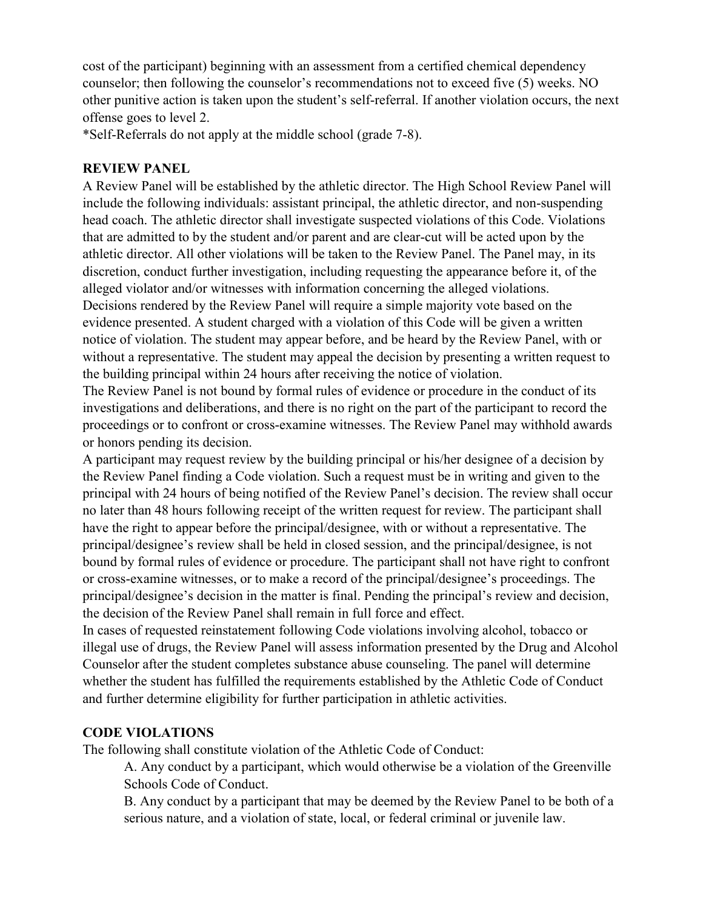cost of the participant) beginning with an assessment from a certified chemical dependency counselor; then following the counselor's recommendations not to exceed five (5) weeks. NO other punitive action is taken upon the student's self-referral. If another violation occurs, the next offense goes to level 2.

*Self-Referrals do not apply at the middle school (grade 7-8).

## REVIEW PANEL

A Review Panel will be established by the athletic director. The High School Review Panel will include the following individuals: assistant principal, the athletic director, and non-suspending head coach. The athletic director shall investigate suspected violations of this Code. Violations that are admitted to by the student and/or parent and are clear-cut will be acted upon by the athletic director. All other violations will be taken to the Review Panel. The Panel may, in its discretion, conduct further investigation, including requesting the appearance before it, of the alleged violator and/or witnesses with information concerning the alleged violations.

Decisions rendered by the Review Panel will require a simple majority vote based on the evidence presented. A student charged with a violation of this Code will be given a written notice of violation. The student may appear before, and be heard by the Review Panel, with or without a representative. The student may appeal the decision by presenting a written request to the building principal within 24 hours after receiving the notice of violation.

The Review Panel is not bound by formal rules of evidence or procedure in the conduct of its investigations and deliberations, and there is no right on the part of the participant to record the proceedings or to confront or cross-examine witnesses. The Review Panel may withhold awards or honors pending its decision.

A participant may request review by the building principal or his/her designee of a decision by the Review Panel finding a Code violation. Such a request must be in writing and given to the principal with 24 hours of being notified of the Review Panel's decision. The review shall occur no later than 48 hours following receipt of the written request for review. The participant shall have the right to appear before the principal/designee, with or without a representative. The principal/designee's review shall be held in closed session, and the principal/designee, is not bound by formal rules of evidence or procedure. The participant shall not have right to confront or cross-examine witnesses, or to make a record of the principal/designee's proceedings. The principal/designee's decision in the matter is final. Pending the principal's review and decision, the decision of the Review Panel shall remain in full force and effect.

In cases of requested reinstatement following Code violations involving alcohol, tobacco or illegal use of drugs, the Review Panel will assess information presented by the Drug and Alcohol Counselor after the student completes substance abuse counseling. The panel will determine whether the student has fulfilled the requirements established by the Athletic Code of Conduct and further determine eligibility for further participation in athletic activities.

## CODE VIOLATIONS

The following shall constitute violation of the Athletic Code of Conduct:

A. Any conduct by a participant, which would otherwise be a violation of the Greenville Schools Code of Conduct.

B. Any conduct by a participant that may be deemed by the Review Panel to be both of a serious nature, and a violation of state, local, or federal criminal or juvenile law.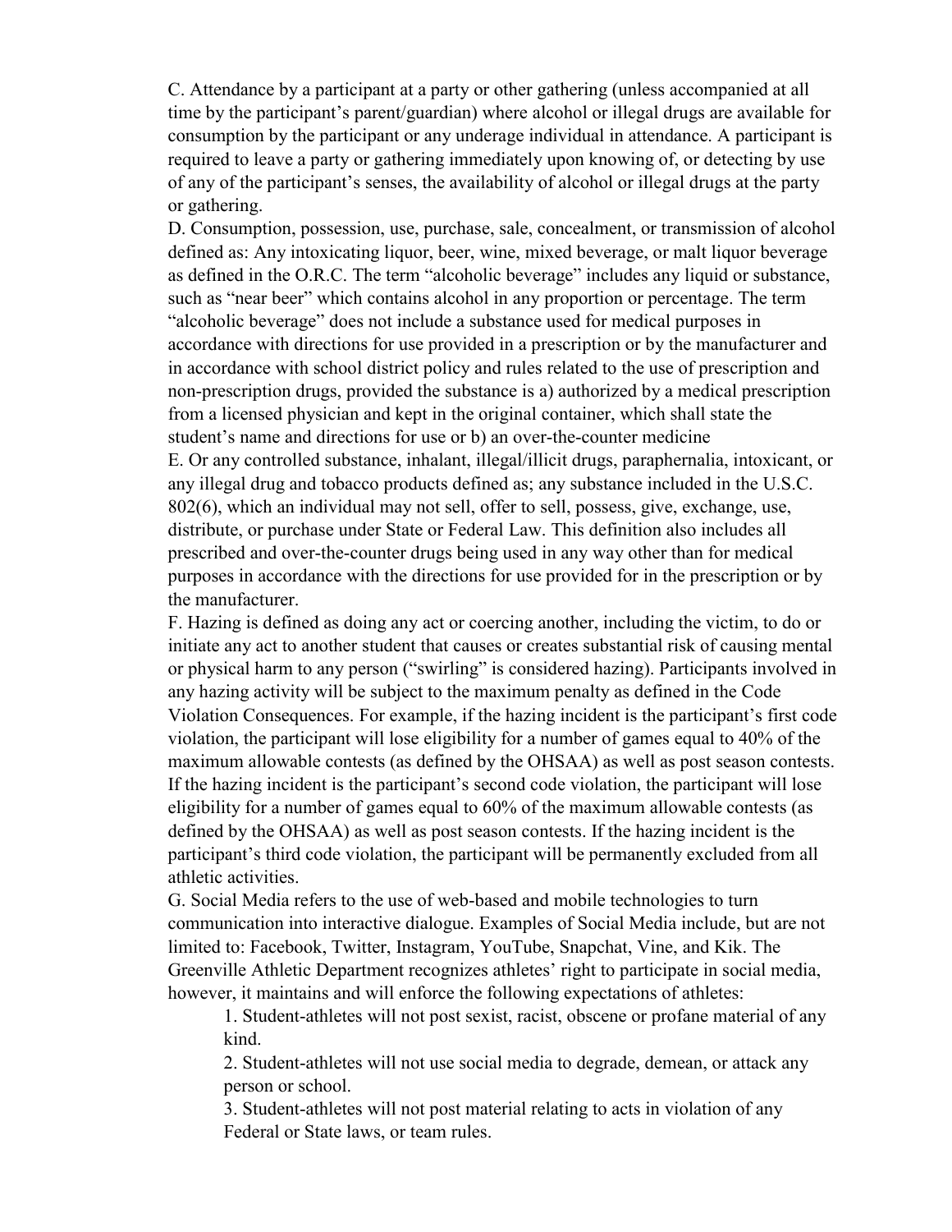C. Attendance by a participant at a party or other gathering (unless accompanied at all time by the participant's parent/guardian) where alcohol or illegal drugs are available for consumption by the participant or any underage individual in attendance. A participant is required to leave a party or gathering immediately upon knowing of, or detecting by use of any of the participant's senses, the availability of alcohol or illegal drugs at the party or gathering.

D. Consumption, possession, use, purchase, sale, concealment, or transmission of alcohol defined as: Any intoxicating liquor, beer, wine, mixed beverage, or malt liquor beverage as defined in the O.R.C. The term "alcoholic beverage" includes any liquid or substance, such as "near beer" which contains alcohol in any proportion or percentage. The term "alcoholic beverage" does not include a substance used for medical purposes in accordance with directions for use provided in a prescription or by the manufacturer and in accordance with school district policy and rules related to the use of prescription and non-prescription drugs, provided the substance is a) authorized by a medical prescription from a licensed physician and kept in the original container, which shall state the student's name and directions for use or b) an over-the-counter medicine

E. Or any controlled substance, inhalant, illegal/illicit drugs, paraphernalia, intoxicant, or any illegal drug and tobacco products defined as; any substance included in the U.S.C. 802(6), which an individual may not sell, offer to sell, possess, give, exchange, use, distribute, or purchase under State or Federal Law. This definition also includes all prescribed and over-the-counter drugs being used in any way other than for medical purposes in accordance with the directions for use provided for in the prescription or by the manufacturer.

F. Hazing is defined as doing any act or coercing another, including the victim, to do or initiate any act to another student that causes or creates substantial risk of causing mental or physical harm to any person ("swirling" is considered hazing). Participants involved in any hazing activity will be subject to the maximum penalty as defined in the Code Violation Consequences. For example, if the hazing incident is the participant's first code violation, the participant will lose eligibility for a number of games equal to 40% of the maximum allowable contests (as defined by the OHSAA) as well as post season contests. If the hazing incident is the participant's second code violation, the participant will lose eligibility for a number of games equal to 60% of the maximum allowable contests (as defined by the OHSAA) as well as post season contests. If the hazing incident is the participant's third code violation, the participant will be permanently excluded from all athletic activities.

G. Social Media refers to the use of web-based and mobile technologies to turn communication into interactive dialogue. Examples of Social Media include, but are not limited to: Facebook, Twitter, Instagram, YouTube, Snapchat, Vine, and Kik. The Greenville Athletic Department recognizes athletes' right to participate in social media, however, it maintains and will enforce the following expectations of athletes:

1. Student-athletes will not post sexist, racist, obscene or profane material of any kind.
2. Student-athletes will not use social media to degrade, demean, or attack any person or school.
3. Student-athletes will not post material relating to acts in violation of any Federal or State laws, or team rules.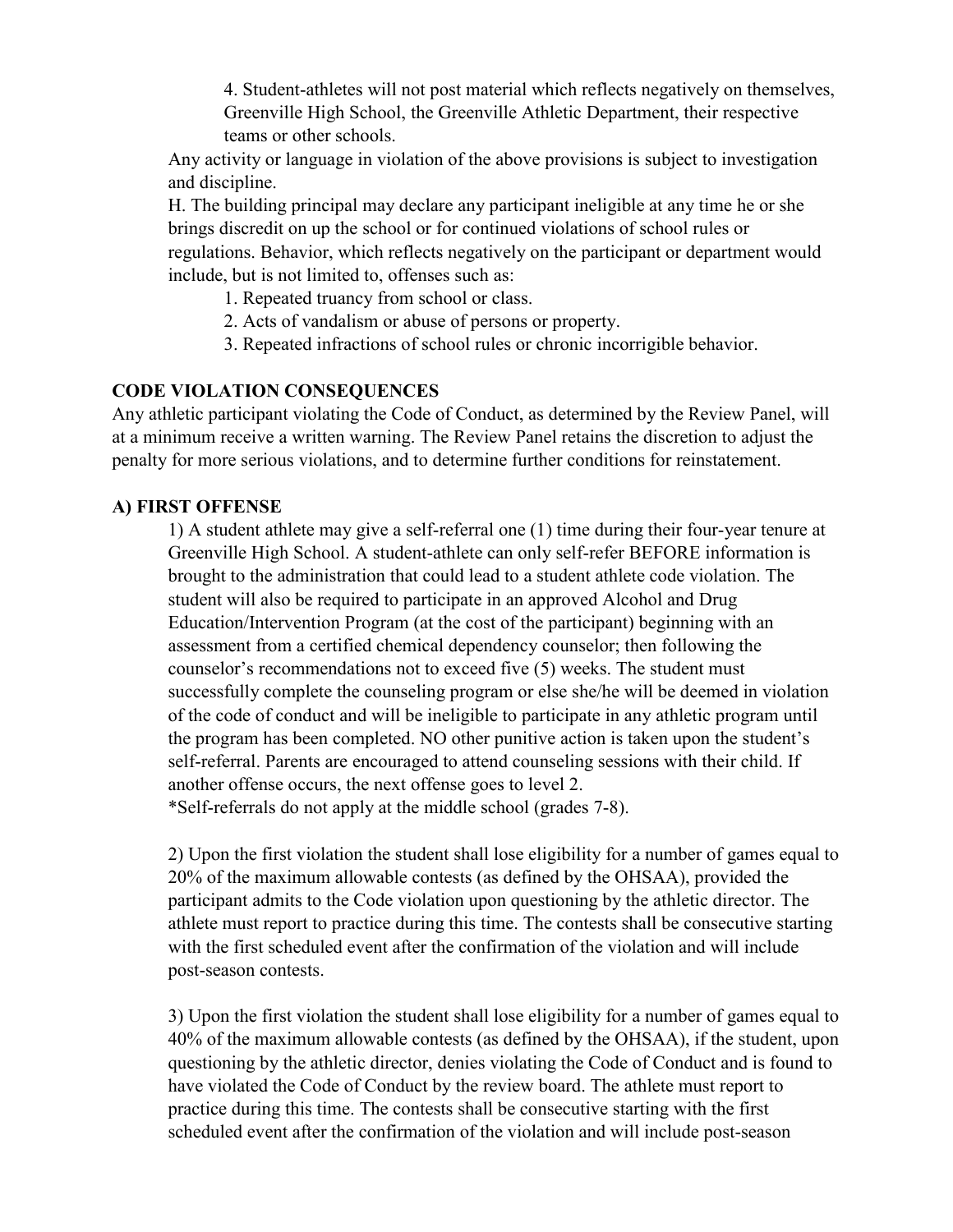4. Student-athletes will not post material which reflects negatively on themselves, Greenville High School, the Greenville Athletic Department, their respective teams or other schools.

Any activity or language in violation of the above provisions is subject to investigation and discipline.

H. The building principal may declare any participant ineligible at any time he or she brings discredit on up the school or for continued violations of school rules or regulations. Behavior, which reflects negatively on the participant or department would include, but is not limited to, offenses such as:

1. Repeated truancy from school or class.
2. Acts of vandalism or abuse of persons or property.
3. Repeated infractions of school rules or chronic incorrigible behavior.

**CODE VIOLATION CONSEQUENCES**

Any athletic participant violating the Code of Conduct, as determined by the Review Panel, will at a minimum receive a written warning. The Review Panel retains the discretion to adjust the penalty for more serious violations, and to determine further conditions for reinstatement.

**A) FIRST OFFENSE**

1) A student athlete may give a self-referral one (1) time during their four-year tenure at Greenville High School. A student-athlete can only self-refer BEFORE information is brought to the administration that could lead to a student athlete code violation. The student will also be required to participate in an approved Alcohol and Drug Education/Intervention Program (at the cost of the participant) beginning with an assessment from a certified chemical dependency counselor; then following the counselor's recommendations not to exceed five (5) weeks. The student must successfully complete the counseling program or else she/he will be deemed in violation of the code of conduct and will be ineligible to participate in any athletic program until the program has been completed. NO other punitive action is taken upon the student's self-referral. Parents are encouraged to attend counseling sessions with their child. If another offense occurs, the next offense goes to level 2.
*Self-referrals do not apply at the middle school (grades 7-8).

2) Upon the first violation the student shall lose eligibility for a number of games equal to 20% of the maximum allowable contests (as defined by the OHSAA), provided the participant admits to the Code violation upon questioning by the athletic director. The athlete must report to practice during this time. The contests shall be consecutive starting with the first scheduled event after the confirmation of the violation and will include post-season contests.

3) Upon the first violation the student shall lose eligibility for a number of games equal to 40% of the maximum allowable contests (as defined by the OHSAA), if the student, upon questioning by the athletic director, denies violating the Code of Conduct and is found to have violated the Code of Conduct by the review board. The athlete must report to practice during this time. The contests shall be consecutive starting with the first scheduled event after the confirmation of the violation and will include post-season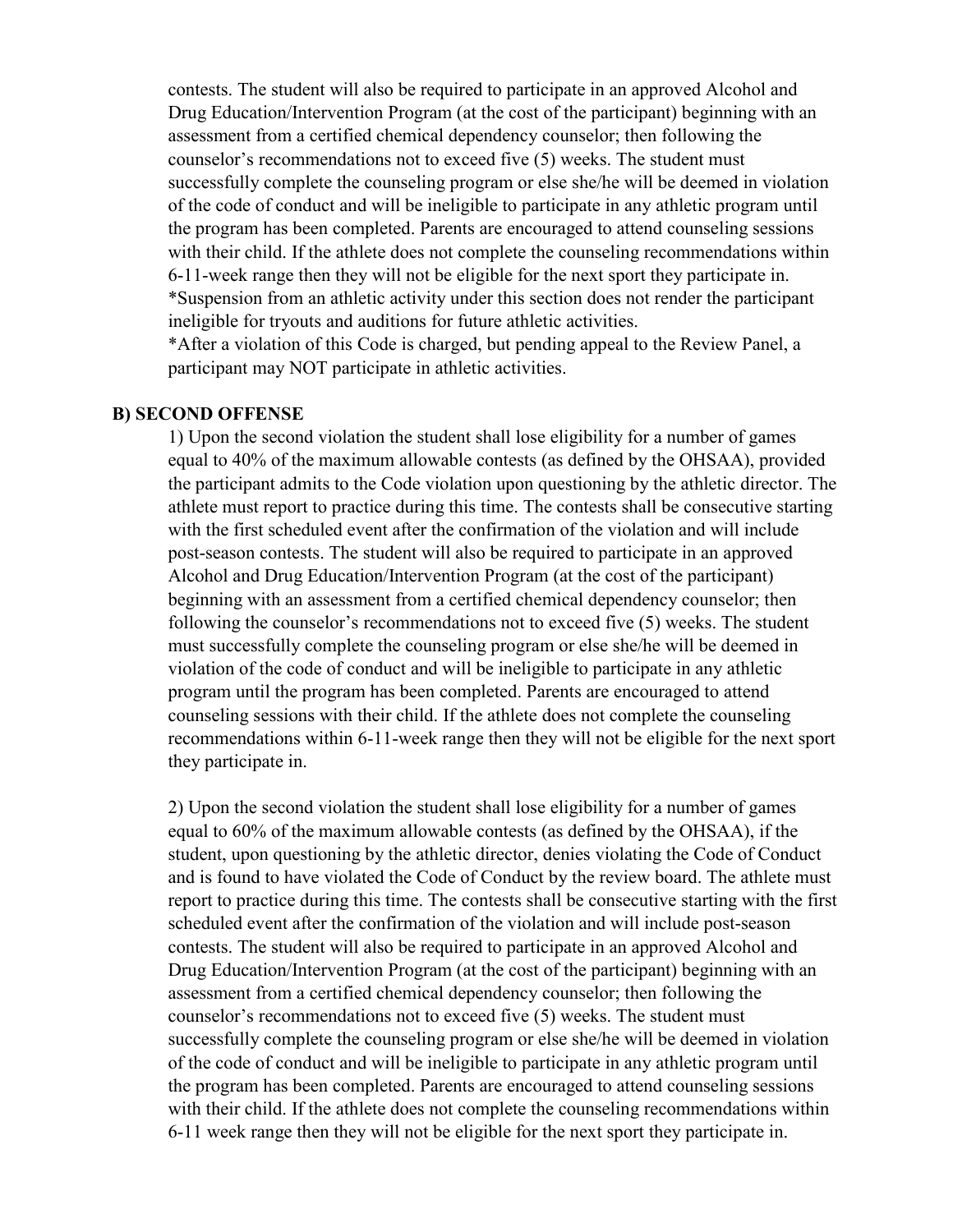contests. The student will also be required to participate in an approved Alcohol and Drug Education/Intervention Program (at the cost of the participant) beginning with an assessment from a certified chemical dependency counselor; then following the counselor's recommendations not to exceed five (5) weeks. The student must successfully complete the counseling program or else she/he will be deemed in violation of the code of conduct and will be ineligible to participate in any athletic program until the program has been completed. Parents are encouraged to attend counseling sessions with their child. If the athlete does not complete the counseling recommendations within 6-11-week range then they will not be eligible for the next sport they participate in.
*Suspension from an athletic activity under this section does not render the participant ineligible for tryouts and auditions for future athletic activities.
*After a violation of this Code is charged, but pending appeal to the Review Panel, a participant may NOT participate in athletic activities.

**B) SECOND OFFENSE**

1) Upon the second violation the student shall lose eligibility for a number of games equal to 40% of the maximum allowable contests (as defined by the OHSAA), provided the participant admits to the Code violation upon questioning by the athletic director. The athlete must report to practice during this time. The contests shall be consecutive starting with the first scheduled event after the confirmation of the violation and will include post-season contests. The student will also be required to participate in an approved Alcohol and Drug Education/Intervention Program (at the cost of the participant) beginning with an assessment from a certified chemical dependency counselor; then following the counselor's recommendations not to exceed five (5) weeks. The student must successfully complete the counseling program or else she/he will be deemed in violation of the code of conduct and will be ineligible to participate in any athletic program until the program has been completed. Parents are encouraged to attend counseling sessions with their child. If the athlete does not complete the counseling recommendations within 6-11-week range then they will not be eligible for the next sport they participate in.

2) Upon the second violation the student shall lose eligibility for a number of games equal to 60% of the maximum allowable contests (as defined by the OHSAA), if the student, upon questioning by the athletic director, denies violating the Code of Conduct and is found to have violated the Code of Conduct by the review board. The athlete must report to practice during this time. The contests shall be consecutive starting with the first scheduled event after the confirmation of the violation and will include post-season contests. The student will also be required to participate in an approved Alcohol and Drug Education/Intervention Program (at the cost of the participant) beginning with an assessment from a certified chemical dependency counselor; then following the counselor's recommendations not to exceed five (5) weeks. The student must successfully complete the counseling program or else she/he will be deemed in violation of the code of conduct and will be ineligible to participate in any athletic program until the program has been completed. Parents are encouraged to attend counseling sessions with their child. If the athlete does not complete the counseling recommendations within 6-11 week range then they will not be eligible for the next sport they participate in.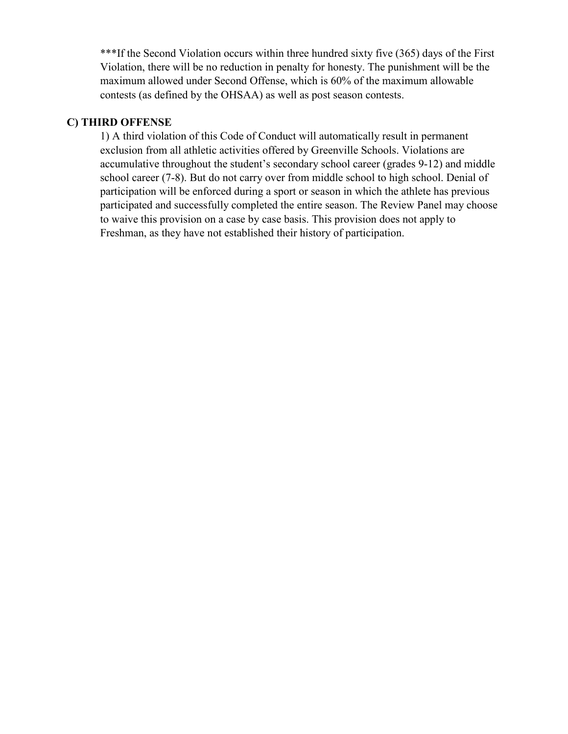***If the Second Violation occurs within three hundred sixty five (365) days of the First Violation, there will be no reduction in penalty for honesty. The punishment will be the maximum allowed under Second Offense, which is 60% of the maximum allowable contests (as defined by the OHSAA) as well as post season contests.

### C) THIRD OFFENSE

1) A third violation of this Code of Conduct will automatically result in permanent exclusion from all athletic activities offered by Greenville Schools. Violations are accumulative throughout the student's secondary school career (grades 9-12) and middle school career (7-8). But do not carry over from middle school to high school. Denial of participation will be enforced during a sport or season in which the athlete has previous participated and successfully completed the entire season. The Review Panel may choose to waive this provision on a case by case basis. This provision does not apply to Freshman, as they have not established their history of participation.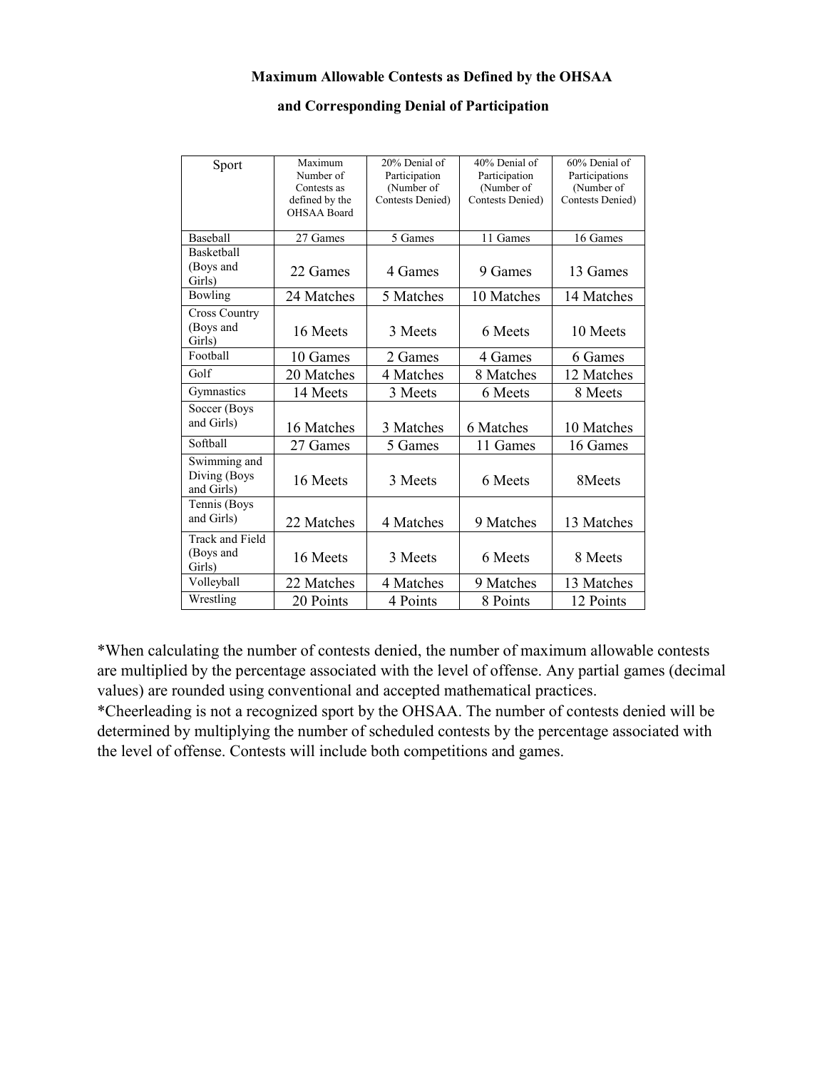**Maximum Allowable Contests as Defined by the OHSAA**

**and Corresponding Denial of Participation**

| Sport | Maximum Number of Contests as defined by the OHSAA Board | 20% Denial of Participation (Number of Contests Denied) | 40% Denial of Participation (Number of Contests Denied) | 60% Denial of Participations (Number of Contests Denied) |
|---|---|---|---|---|
| Baseball | 27 Games | 5 Games | 11 Games | 16 Games |
| Basketball (Boys and Girls) | 22 Games | 4 Games | 9 Games | 13 Games |
| Bowling | 24 Matches | 5 Matches | 10 Matches | 14 Matches |
| Cross Country (Boys and Girls) | 16 Meets | 3 Meets | 6 Meets | 10 Meets |
| Football | 10 Games | 2 Games | 4 Games | 6 Games |
| Golf | 20 Matches | 4 Matches | 8 Matches | 12 Matches |
| Gymnastics | 14 Meets | 3 Meets | 6 Meets | 8 Meets |
| Soccer (Boys and Girls) | 16 Matches | 3 Matches | 6 Matches | 10 Matches |
| Softball | 27 Games | 5 Games | 11 Games | 16 Games |
| Swimming and Diving (Boys and Girls) | 16 Meets | 3 Meets | 6 Meets | 8Meets |
| Tennis (Boys and Girls) | 22 Matches | 4 Matches | 9 Matches | 13 Matches |
| Track and Field (Boys and Girls) | 16 Meets | 3 Meets | 6 Meets | 8 Meets |
| Volleyball | 22 Matches | 4 Matches | 9 Matches | 13 Matches |
| Wrestling | 20 Points | 4 Points | 8 Points | 12 Points |

*When calculating the number of contests denied, the number of maximum allowable contests are multiplied by the percentage associated with the level of offense. Any partial games (decimal values) are rounded using conventional and accepted mathematical practices.

*Cheerleading is not a recognized sport by the OHSAA. The number of contests denied will be determined by multiplying the number of scheduled contests by the percentage associated with the level of offense. Contests will include both competitions and games.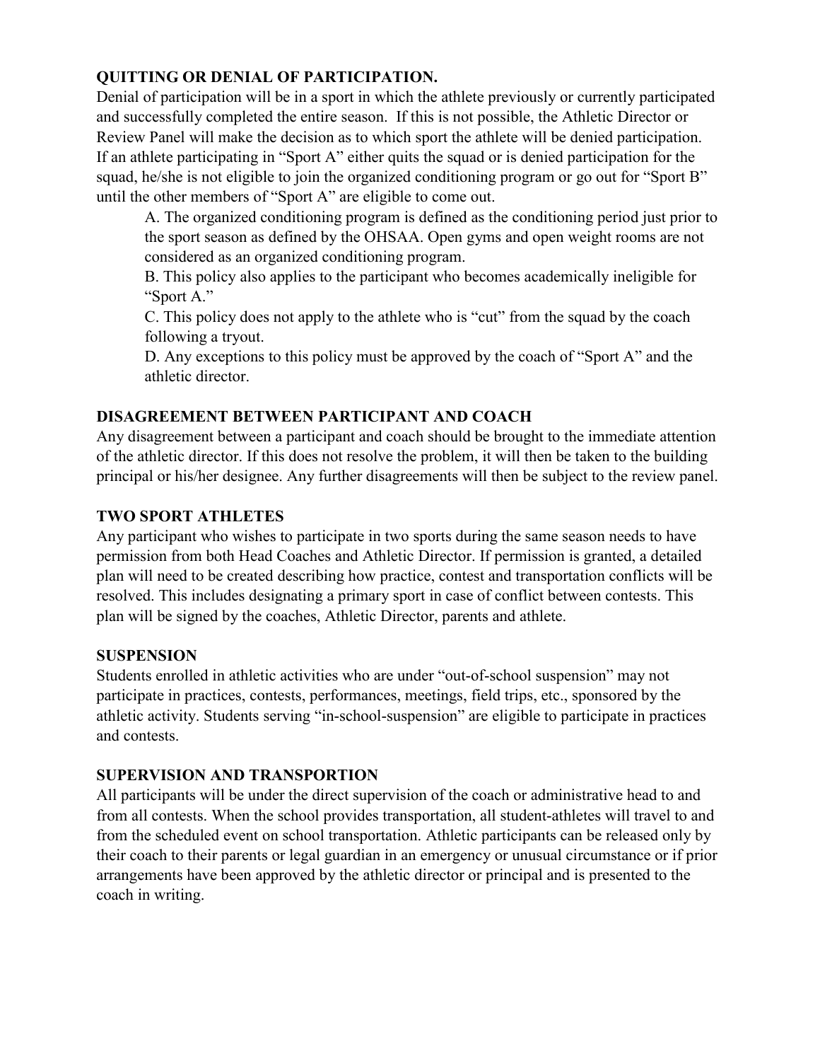**QUITTING OR DENIAL OF PARTICIPATION.**

Denial of participation will be in a sport in which the athlete previously or currently participated and successfully completed the entire season. If this is not possible, the Athletic Director or Review Panel will make the decision as to which sport the athlete will be denied participation. If an athlete participating in "Sport A" either quits the squad or is denied participation for the squad, he/she is not eligible to join the organized conditioning program or go out for "Sport B" until the other members of "Sport A" are eligible to come out.

A. The organized conditioning program is defined as the conditioning period just prior to the sport season as defined by the OHSAA. Open gyms and open weight rooms are not considered as an organized conditioning program.

B. This policy also applies to the participant who becomes academically ineligible for "Sport A."

C. This policy does not apply to the athlete who is "cut" from the squad by the coach following a tryout.

D. Any exceptions to this policy must be approved by the coach of "Sport A" and the athletic director.

**DISAGREEMENT BETWEEN PARTICIPANT AND COACH**

Any disagreement between a participant and coach should be brought to the immediate attention of the athletic director. If this does not resolve the problem, it will then be taken to the building principal or his/her designee. Any further disagreements will then be subject to the review panel.

**TWO SPORT ATHLETES**

Any participant who wishes to participate in two sports during the same season needs to have permission from both Head Coaches and Athletic Director. If permission is granted, a detailed plan will need to be created describing how practice, contest and transportation conflicts will be resolved. This includes designating a primary sport in case of conflict between contests. This plan will be signed by the coaches, Athletic Director, parents and athlete.

**SUSPENSION**

Students enrolled in athletic activities who are under "out-of-school suspension" may not participate in practices, contests, performances, meetings, field trips, etc., sponsored by the athletic activity. Students serving "in-school-suspension" are eligible to participate in practices and contests.

**SUPERVISION AND TRANSPORTION**

All participants will be under the direct supervision of the coach or administrative head to and from all contests. When the school provides transportation, all student-athletes will travel to and from the scheduled event on school transportation. Athletic participants can be released only by their coach to their parents or legal guardian in an emergency or unusual circumstance or if prior arrangements have been approved by the athletic director or principal and is presented to the coach in writing.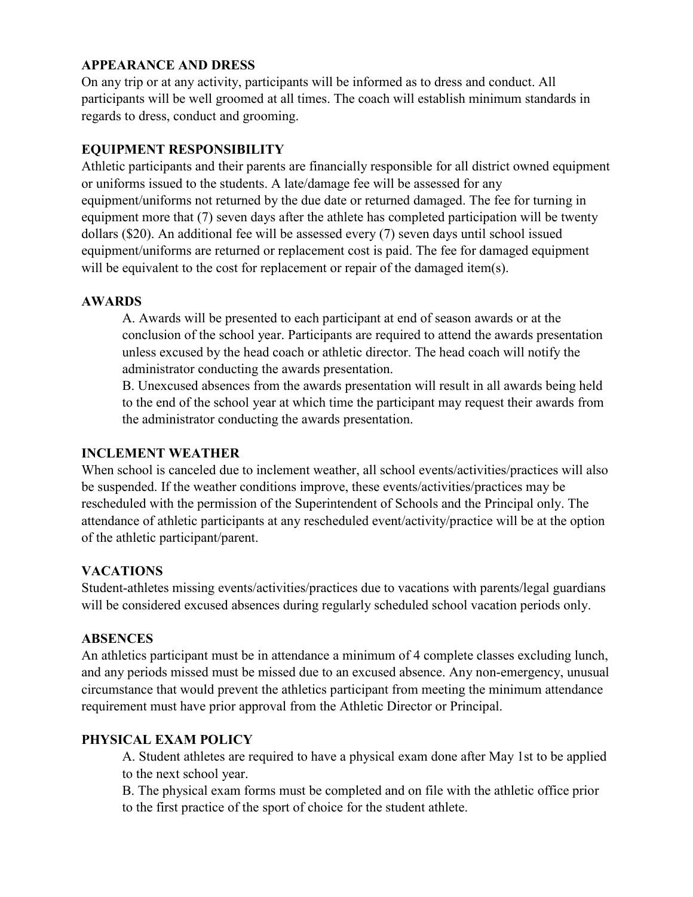## APPEARANCE AND DRESS

On any trip or at any activity, participants will be informed as to dress and conduct. All participants will be well groomed at all times. The coach will establish minimum standards in regards to dress, conduct and grooming.

## EQUIPMENT RESPONSIBILITY

Athletic participants and their parents are financially responsible for all district owned equipment or uniforms issued to the students. A late/damage fee will be assessed for any equipment/uniforms not returned by the due date or returned damaged. The fee for turning in equipment more that (7) seven days after the athlete has completed participation will be twenty dollars ($20). An additional fee will be assessed every (7) seven days until school issued equipment/uniforms are returned or replacement cost is paid. The fee for damaged equipment will be equivalent to the cost for replacement or repair of the damaged item(s).

## AWARDS

A. Awards will be presented to each participant at end of season awards or at the conclusion of the school year. Participants are required to attend the awards presentation unless excused by the head coach or athletic director. The head coach will notify the administrator conducting the awards presentation.

B. Unexcused absences from the awards presentation will result in all awards being held to the end of the school year at which time the participant may request their awards from the administrator conducting the awards presentation.

## INCLEMENT WEATHER

When school is canceled due to inclement weather, all school events/activities/practices will also be suspended. If the weather conditions improve, these events/activities/practices may be rescheduled with the permission of the Superintendent of Schools and the Principal only. The attendance of athletic participants at any rescheduled event/activity/practice will be at the option of the athletic participant/parent.

## VACATIONS

Student-athletes missing events/activities/practices due to vacations with parents/legal guardians will be considered excused absences during regularly scheduled school vacation periods only.

## ABSENCES

An athletics participant must be in attendance a minimum of 4 complete classes excluding lunch, and any periods missed must be missed due to an excused absence. Any non-emergency, unusual circumstance that would prevent the athletics participant from meeting the minimum attendance requirement must have prior approval from the Athletic Director or Principal.

## PHYSICAL EXAM POLICY

A. Student athletes are required to have a physical exam done after May 1st to be applied to the next school year.

B. The physical exam forms must be completed and on file with the athletic office prior to the first practice of the sport of choice for the student athlete.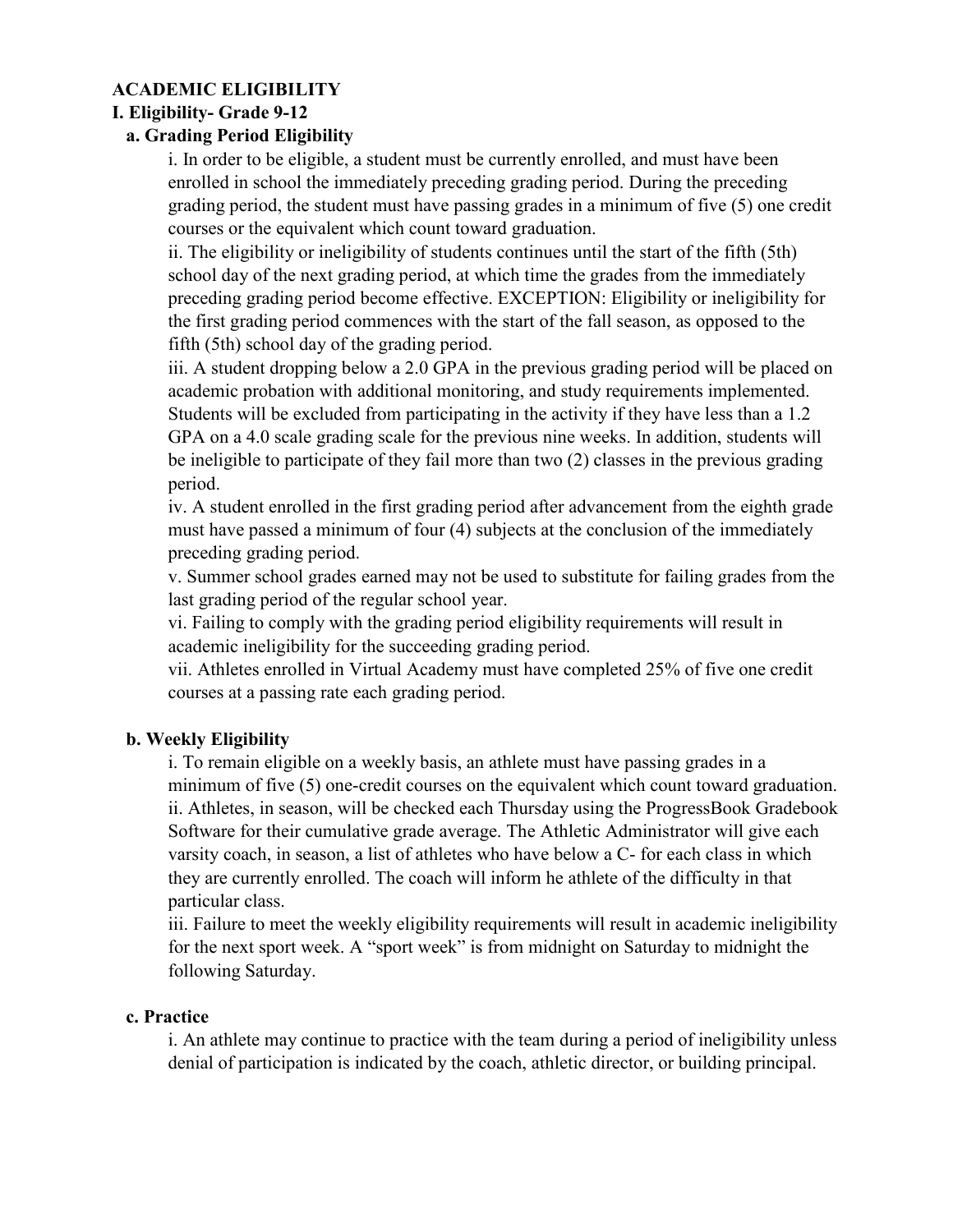# ACADEMIC ELIGIBILITY

## I. Eligibility- Grade 9-12

### a. Grading Period Eligibility

i. In order to be eligible, a student must be currently enrolled, and must have been enrolled in school the immediately preceding grading period. During the preceding grading period, the student must have passing grades in a minimum of five (5) one credit courses or the equivalent which count toward graduation.

ii. The eligibility or ineligibility of students continues until the start of the fifth (5th) school day of the next grading period, at which time the grades from the immediately preceding grading period become effective. EXCEPTION: Eligibility or ineligibility for the first grading period commences with the start of the fall season, as opposed to the fifth (5th) school day of the grading period.

iii. A student dropping below a 2.0 GPA in the previous grading period will be placed on academic probation with additional monitoring, and study requirements implemented. Students will be excluded from participating in the activity if they have less than a 1.2 GPA on a 4.0 scale grading scale for the previous nine weeks. In addition, students will be ineligible to participate of they fail more than two (2) classes in the previous grading period.

iv. A student enrolled in the first grading period after advancement from the eighth grade must have passed a minimum of four (4) subjects at the conclusion of the immediately preceding grading period.

v. Summer school grades earned may not be used to substitute for failing grades from the last grading period of the regular school year.

vi. Failing to comply with the grading period eligibility requirements will result in academic ineligibility for the succeeding grading period.

vii. Athletes enrolled in Virtual Academy must have completed 25% of five one credit courses at a passing rate each grading period.

### b. Weekly Eligibility

i. To remain eligible on a weekly basis, an athlete must have passing grades in a minimum of five (5) one-credit courses on the equivalent which count toward graduation.

ii. Athletes, in season, will be checked each Thursday using the ProgressBook Gradebook Software for their cumulative grade average. The Athletic Administrator will give each varsity coach, in season, a list of athletes who have below a C- for each class in which they are currently enrolled. The coach will inform he athlete of the difficulty in that particular class.

iii. Failure to meet the weekly eligibility requirements will result in academic ineligibility for the next sport week. A "sport week" is from midnight on Saturday to midnight the following Saturday.

### c. Practice

i. An athlete may continue to practice with the team during a period of ineligibility unless denial of participation is indicated by the coach, athletic director, or building principal.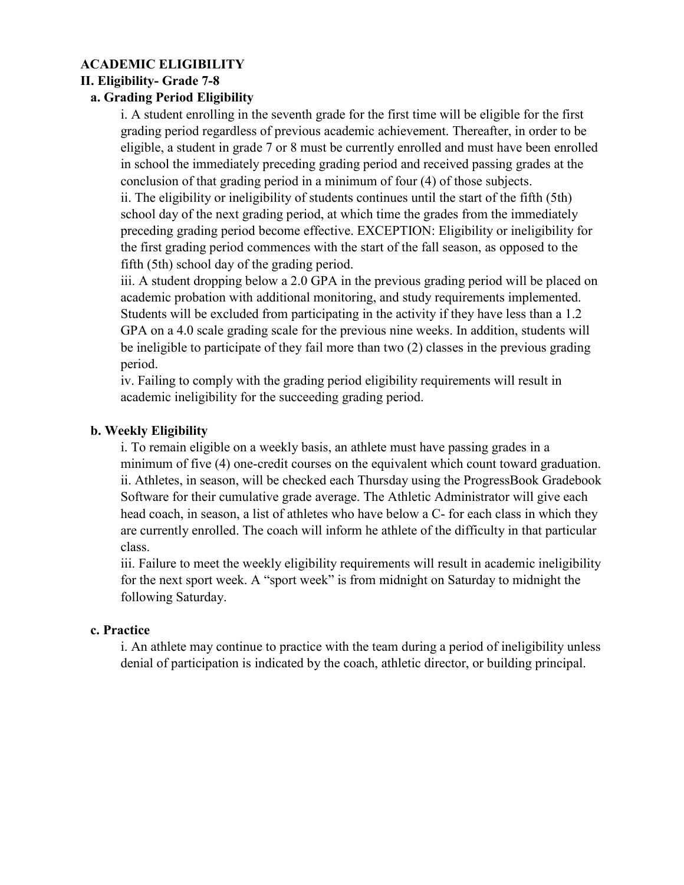**ACADEMIC ELIGIBILITY**

**II. Eligibility- Grade 7-8**

**a. Grading Period Eligibility**

i. A student enrolling in the seventh grade for the first time will be eligible for the first grading period regardless of previous academic achievement. Thereafter, in order to be eligible, a student in grade 7 or 8 must be currently enrolled and must have been enrolled in school the immediately preceding grading period and received passing grades at the conclusion of that grading period in a minimum of four (4) of those subjects.

ii. The eligibility or ineligibility of students continues until the start of the fifth (5th) school day of the next grading period, at which time the grades from the immediately preceding grading period become effective. EXCEPTION: Eligibility or ineligibility for the first grading period commences with the start of the fall season, as opposed to the fifth (5th) school day of the grading period.

iii. A student dropping below a 2.0 GPA in the previous grading period will be placed on academic probation with additional monitoring, and study requirements implemented. Students will be excluded from participating in the activity if they have less than a 1.2 GPA on a 4.0 scale grading scale for the previous nine weeks. In addition, students will be ineligible to participate of they fail more than two (2) classes in the previous grading period.

iv. Failing to comply with the grading period eligibility requirements will result in academic ineligibility for the succeeding grading period.

**b. Weekly Eligibility**

i. To remain eligible on a weekly basis, an athlete must have passing grades in a minimum of five (4) one-credit courses on the equivalent which count toward graduation.

ii. Athletes, in season, will be checked each Thursday using the ProgressBook Gradebook Software for their cumulative grade average. The Athletic Administrator will give each head coach, in season, a list of athletes who have below a C- for each class in which they are currently enrolled. The coach will inform he athlete of the difficulty in that particular class.

iii. Failure to meet the weekly eligibility requirements will result in academic ineligibility for the next sport week. A "sport week" is from midnight on Saturday to midnight the following Saturday.

**c. Practice**

i. An athlete may continue to practice with the team during a period of ineligibility unless denial of participation is indicated by the coach, athletic director, or building principal.